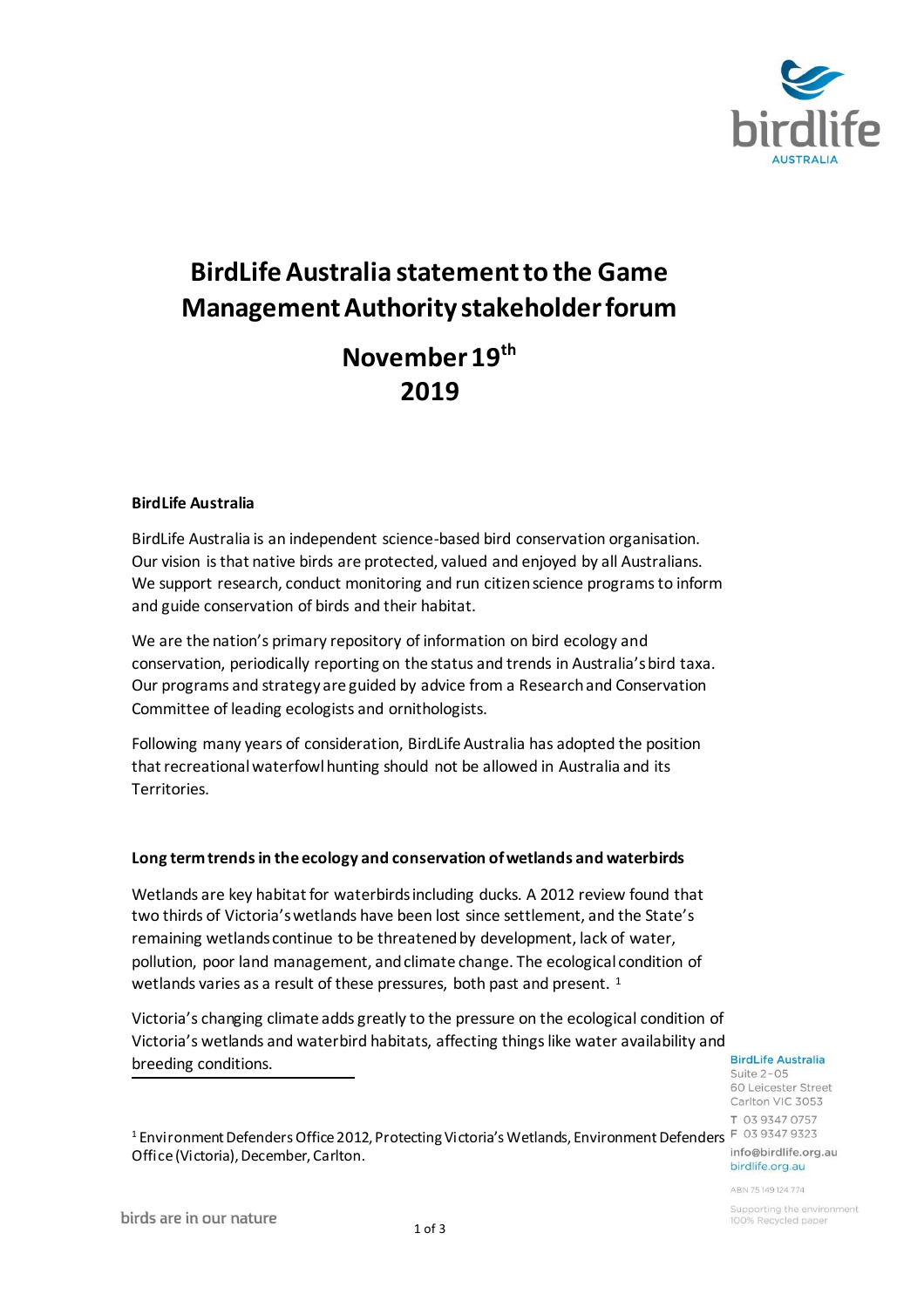# BirdLife Australia statement to the Game Management Authority stakeholder forum

## November 19th 2019

**BirdLife Australia**

BirdLife Australia is an independent science-based bird conservation organisation. Our vision is that native birds are protected, valued and enjoyed by all Australians. We support research, conduct monitoring and run citizen science programs to inform and guide conservation of birds and their habitat.

We are the nation's primary repository of information on bird ecology and conservation, periodically reporting on the status and trends in Australia's bird taxa. Our programs and strategy are guided by advice from a Research and Conservation Committee of leading ecologists and ornithologists.

Following many years of consideration, BirdLife Australia has adopted the position that recreational waterfowl hunting should not be allowed in Australia and its Territories.

**Long term trends in the ecology and conservation of wetlands and waterbirds**

Wetlands are key habitat for waterbirds including ducks. A 2012 review found that two thirds of Victoria's wetlands have been lost since settlement, and the State's remaining wetlands continue to be threatened by development, lack of water, pollution, poor land management, and climate change. The ecological condition of wetlands varies as a result of these pressures, both past and present. [1]

Victoria's changing climate adds greatly to the pressure on the ecological condition of Victoria's wetlands and waterbird habitats, affecting things like water availability and breeding conditions.

[1] Environment Defenders Office 2012, Protecting Victoria's Wetlands, Environment Defenders Office (Victoria), December, Carlton.

BirdLife Australia
Suite 2-05
60 Leicester Street
Carlton VIC 3053
T 03 9347 0757
F 03 9347 9323
info@birdlife.org.au
birdlife.org.au

ABN 75 149 124 774

Supporting the environment
100% Recycled paper

birds are in our nature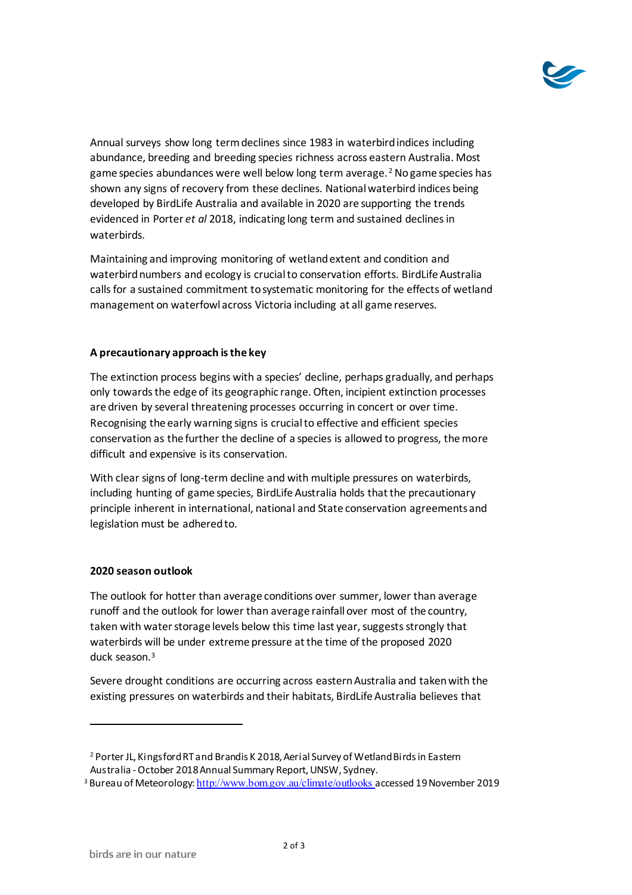Annual surveys show long term declines since 1983 in waterbird indices including abundance, breeding and breeding species richness across eastern Australia. Most game species abundances were well below long term average.[2] No game species has shown any signs of recovery from these declines. National waterbird indices being developed by BirdLife Australia and available in 2020 are supporting the trends evidenced in Porter *et al* 2018, indicating long term and sustained declines in waterbirds.

Maintaining and improving monitoring of wetland extent and condition and waterbird numbers and ecology is crucial to conservation efforts. BirdLife Australia calls for a sustained commitment to systematic monitoring for the effects of wetland management on waterfowl across Victoria including at all game reserves.

**A precautionary approach is the key**

The extinction process begins with a species' decline, perhaps gradually, and perhaps only towards the edge of its geographic range. Often, incipient extinction processes are driven by several threatening processes occurring in concert or over time. Recognising the early warning signs is crucial to effective and efficient species conservation as the further the decline of a species is allowed to progress, the more difficult and expensive is its conservation.

With clear signs of long-term decline and with multiple pressures on waterbirds, including hunting of game species, BirdLife Australia holds that the precautionary principle inherent in international, national and State conservation agreements and legislation must be adhered to.

**2020 season outlook**

The outlook for hotter than average conditions over summer, lower than average runoff and the outlook for lower than average rainfall over most of the country, taken with water storage levels below this time last year, suggests strongly that waterbirds will be under extreme pressure at the time of the proposed 2020 duck season.[3]

Severe drought conditions are occurring across eastern Australia and taken with the existing pressures on waterbirds and their habitats, BirdLife Australia believes that

---

[2] Porter JL, Kingsford RT and Brandis K 2018, Aerial Survey of Wetland Birds in Eastern Australia - October 2018 Annual Summary Report, UNSW, Sydney.

[3] Bureau of Meteorology: http://www.bom.gov.au/climate/outlooks accessed 19 November 2019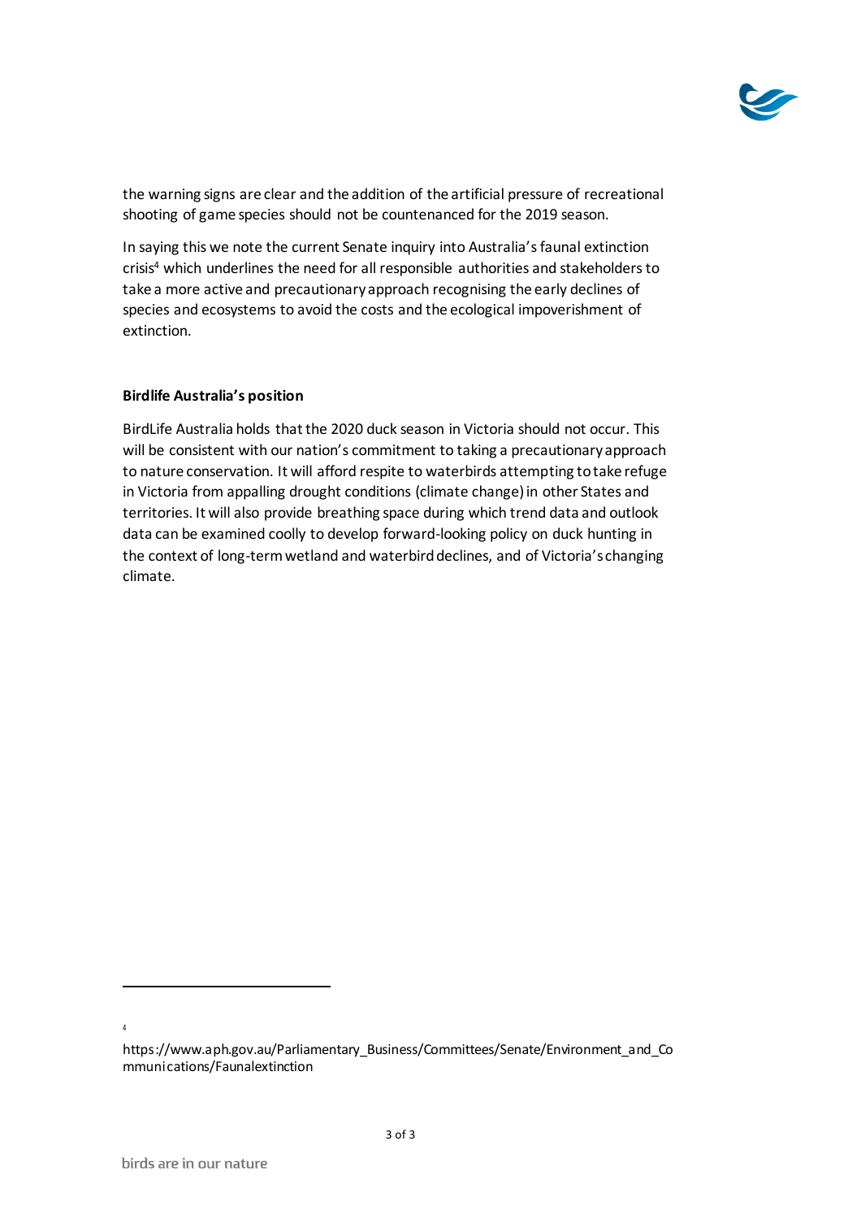the warning signs are clear and the addition of the artificial pressure of recreational shooting of game species should not be countenanced for the 2019 season.

In saying this we note the current Senate inquiry into Australia's faunal extinction crisis[4] which underlines the need for all responsible authorities and stakeholders to take a more active and precautionary approach recognising the early declines of species and ecosystems to avoid the costs and the ecological impoverishment of extinction.

**Birdlife Australia's position**

BirdLife Australia holds that the 2020 duck season in Victoria should not occur. This will be consistent with our nation's commitment to taking a precautionary approach to nature conservation. It will afford respite to waterbirds attempting to take refuge in Victoria from appalling drought conditions (climate change) in other States and territories. It will also provide breathing space during which trend data and outlook data can be examined coolly to develop forward-looking policy on duck hunting in the context of long-term wetland and waterbird declines, and of Victoria's changing climate.

---

[4] https://www.aph.gov.au/Parliamentary_Business/Committees/Senate/Environment_and_Communications/Faunalextinction